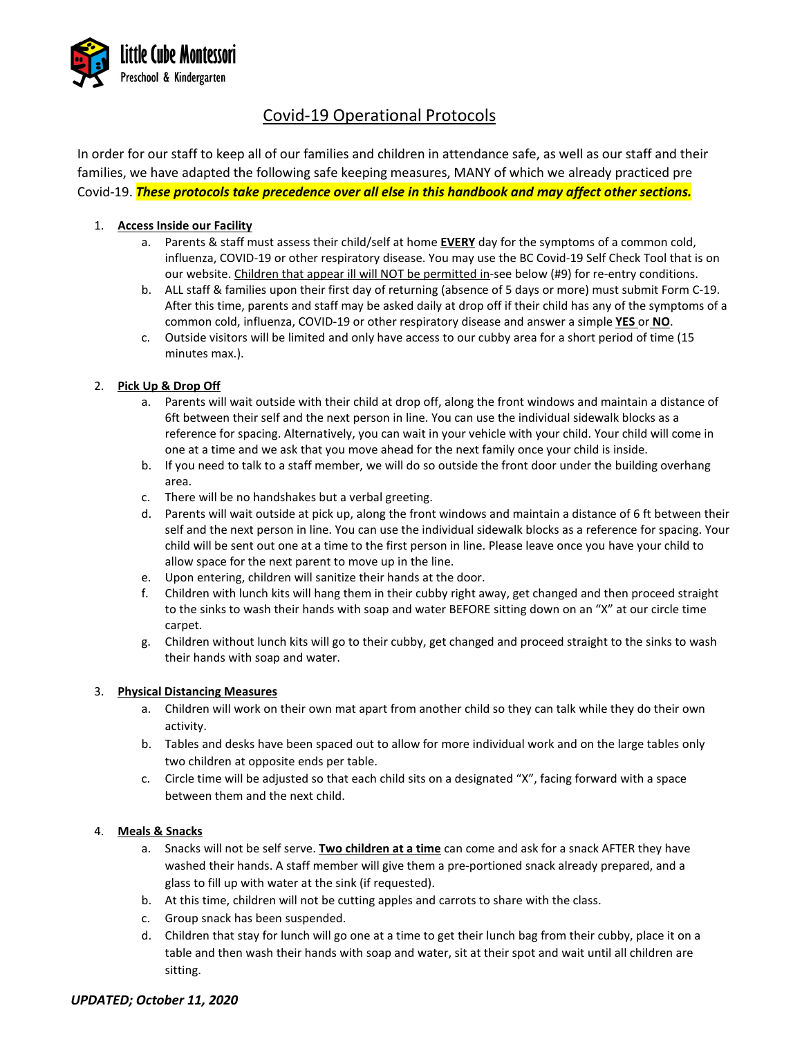Little Cube Montessori
Preschool & Kindergarten

# Covid-19 Operational Protocols

In order for our staff to keep all of our families and children in attendance safe, as well as our staff and their families, we have adapted the following safe keeping measures, MANY of which we already practiced pre Covid-19. ***These protocols take precedence over all else in this handbook and may affect other sections.***

1. **Access Inside our Facility**
    a. Parents & staff must assess their child/self at home **EVERY** day for the symptoms of a common cold, influenza, COVID-19 or other respiratory disease. You may use the BC Covid-19 Self Check Tool that is on our website. Children that appear ill will NOT be permitted in-see below (#9) for re-entry conditions.
    b. ALL staff & families upon their first day of returning (absence of 5 days or more) must submit Form C-19. After this time, parents and staff may be asked daily at drop off if their child has any of the symptoms of a common cold, influenza, COVID-19 or other respiratory disease and answer a simple **YES** or **NO**.
    c. Outside visitors will be limited and only have access to our cubby area for a short period of time (15 minutes max.).

2. **Pick Up & Drop Off**
    a. Parents will wait outside with their child at drop off, along the front windows and maintain a distance of 6ft between their self and the next person in line. You can use the individual sidewalk blocks as a reference for spacing. Alternatively, you can wait in your vehicle with your child. Your child will come in one at a time and we ask that you move ahead for the next family once your child is inside.
    b. If you need to talk to a staff member, we will do so outside the front door under the building overhang area.
    c. There will be no handshakes but a verbal greeting.
    d. Parents will wait outside at pick up, along the front windows and maintain a distance of 6 ft between their self and the next person in line. You can use the individual sidewalk blocks as a reference for spacing. Your child will be sent out one at a time to the first person in line. Please leave once you have your child to allow space for the next parent to move up in the line.
    e. Upon entering, children will sanitize their hands at the door.
    f. Children with lunch kits will hang them in their cubby right away, get changed and then proceed straight to the sinks to wash their hands with soap and water BEFORE sitting down on an "X" at our circle time carpet.
    g. Children without lunch kits will go to their cubby, get changed and proceed straight to the sinks to wash their hands with soap and water.

3. **Physical Distancing Measures**
    a. Children will work on their own mat apart from another child so they can talk while they do their own activity.
    b. Tables and desks have been spaced out to allow for more individual work and on the large tables only two children at opposite ends per table.
    c. Circle time will be adjusted so that each child sits on a designated "X", facing forward with a space between them and the next child.

4. **Meals & Snacks**
    a. Snacks will not be self serve. **Two children at a time** can come and ask for a snack AFTER they have washed their hands. A staff member will give them a pre-portioned snack already prepared, and a glass to fill up with water at the sink (if requested).
    b. At this time, children will not be cutting apples and carrots to share with the class.
    c. Group snack has been suspended.
    d. Children that stay for lunch will go one at a time to get their lunch bag from their cubby, place it on a table and then wash their hands with soap and water, sit at their spot and wait until all children are sitting.

***UPDATED; October 11, 2020***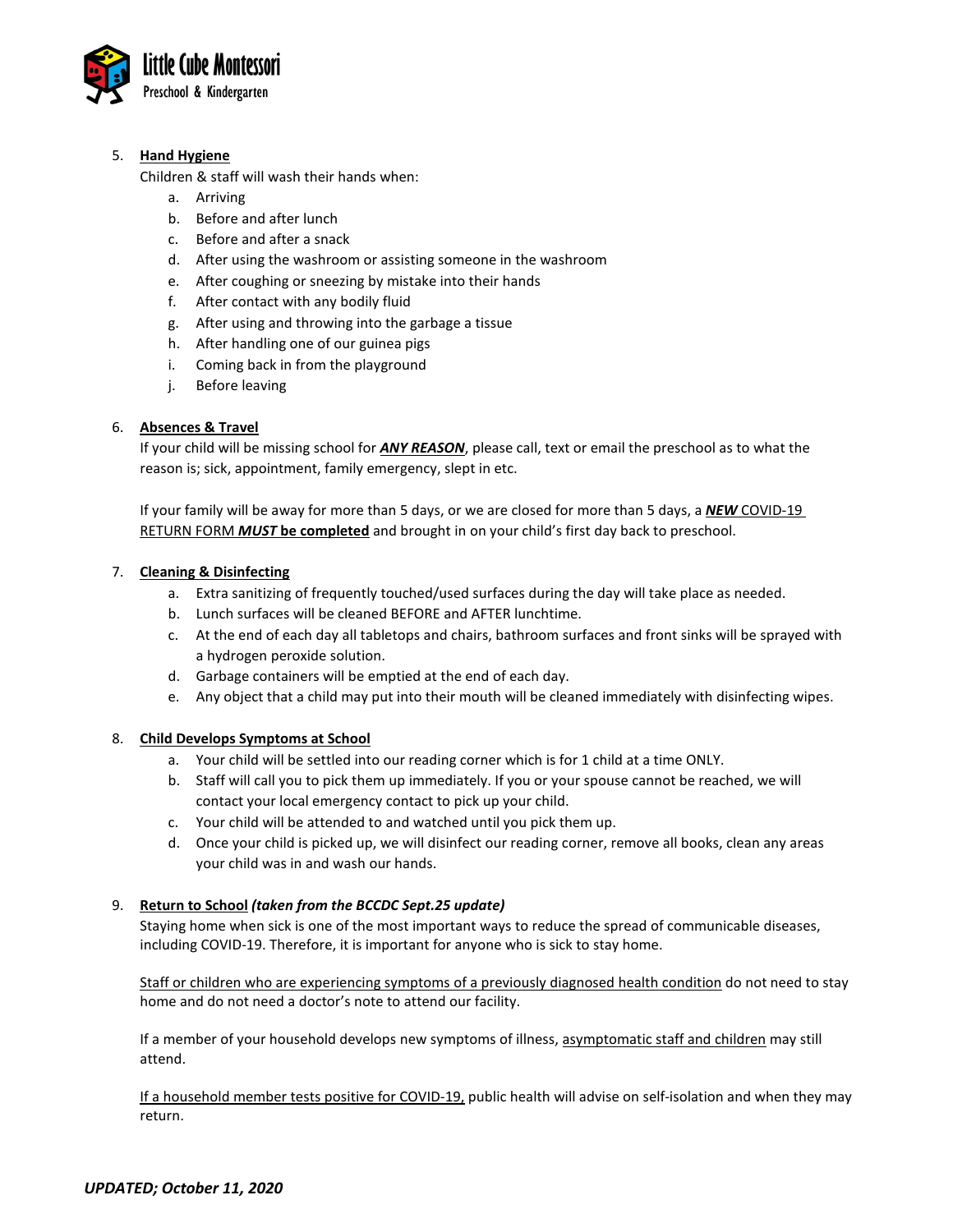5. **Hand Hygiene**
   Children & staff will wash their hands when:
   a. Arriving
   b. Before and after lunch
   c. Before and after a snack
   d. After using the washroom or assisting someone in the washroom
   e. After coughing or sneezing by mistake into their hands
   f. After contact with any bodily fluid
   g. After using and throwing into the garbage a tissue
   h. After handling one of our guinea pigs
   i. Coming back in from the playground
   j. Before leaving

6. **Absences & Travel**
   If your child will be missing school for ***ANY REASON***, please call, text or email the preschool as to what the reason is; sick, appointment, family emergency, slept in etc.

   If your family will be away for more than 5 days, or we are closed for more than 5 days, a ***NEW*** COVID-19 RETURN FORM ***MUST*** **be completed** and brought in on your child's first day back to preschool.

7. **Cleaning & Disinfecting**
   a. Extra sanitizing of frequently touched/used surfaces during the day will take place as needed.
   b. Lunch surfaces will be cleaned BEFORE and AFTER lunchtime.
   c. At the end of each day all tabletops and chairs, bathroom surfaces and front sinks will be sprayed with a hydrogen peroxide solution.
   d. Garbage containers will be emptied at the end of each day.
   e. Any object that a child may put into their mouth will be cleaned immediately with disinfecting wipes.

8. **Child Develops Symptoms at School**
   a. Your child will be settled into our reading corner which is for 1 child at a time ONLY.
   b. Staff will call you to pick them up immediately. If you or your spouse cannot be reached, we will contact your local emergency contact to pick up your child.
   c. Your child will be attended to and watched until you pick them up.
   d. Once your child is picked up, we will disinfect our reading corner, remove all books, clean any areas your child was in and wash our hands.

9. **Return to School** ***(taken from the BCCDC Sept.25 update)***
   Staying home when sick is one of the most important ways to reduce the spread of communicable diseases, including COVID-19. Therefore, it is important for anyone who is sick to stay home.

   Staff or children who are experiencing symptoms of a previously diagnosed health condition do not need to stay home and do not need a doctor's note to attend our facility.

   If a member of your household develops new symptoms of illness, asymptomatic staff and children may still attend.

   If a household member tests positive for COVID-19, public health will advise on self-isolation and when they may return.

***UPDATED; October 11, 2020***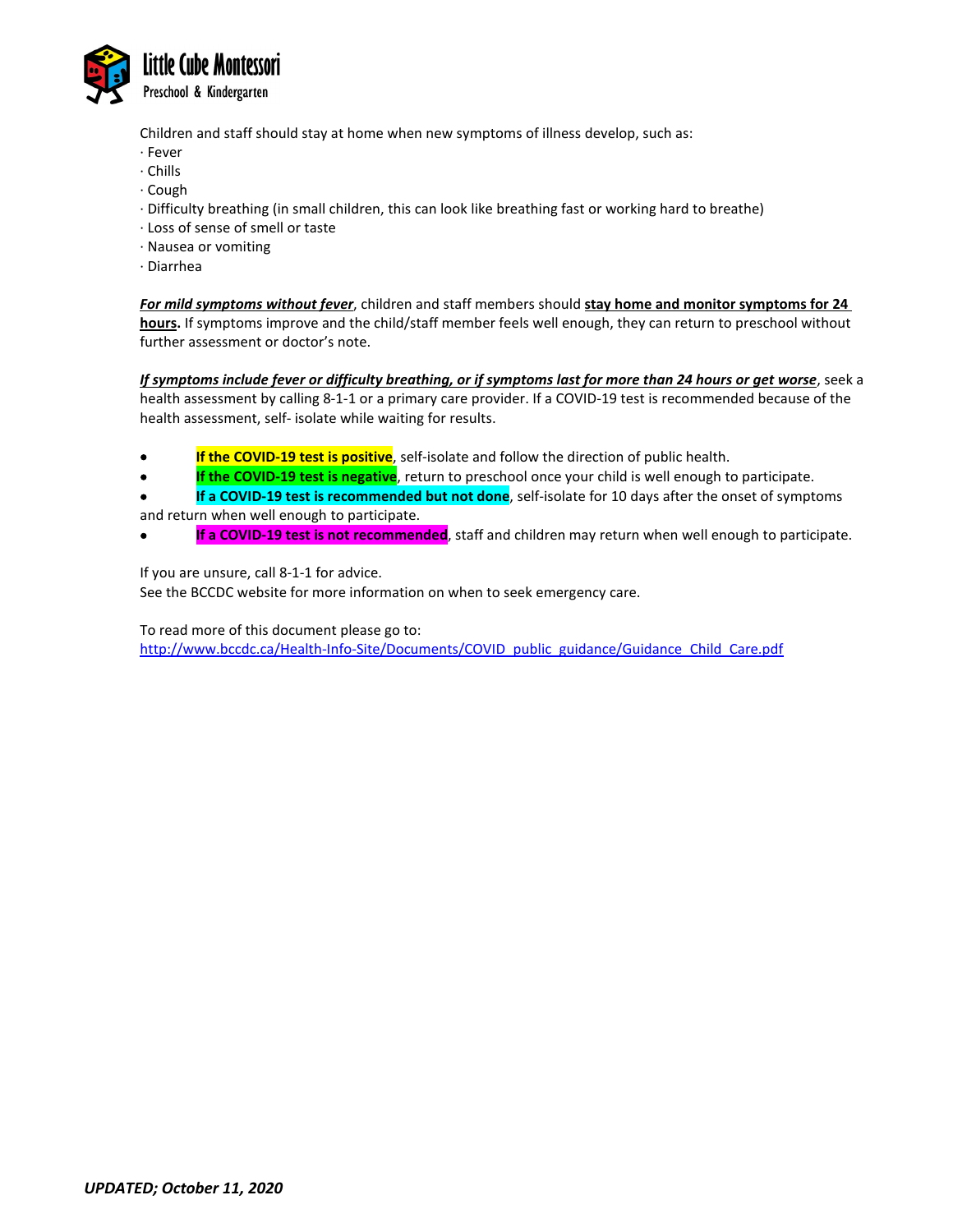Children and staff should stay at home when new symptoms of illness develop, such as:

· Fever
· Chills
· Cough
· Difficulty breathing (in small children, this can look like breathing fast or working hard to breathe)
· Loss of sense of smell or taste
· Nausea or vomiting
· Diarrhea

***For mild symptoms without fever***, children and staff members should **stay home and monitor symptoms for 24 hours.** If symptoms improve and the child/staff member feels well enough, they can return to preschool without further assessment or doctor's note.

***If symptoms include fever or difficulty breathing, or if symptoms last for more than 24 hours or get worse***, seek a health assessment by calling 8-1-1 or a primary care provider. If a COVID-19 test is recommended because of the health assessment, self- isolate while waiting for results.

- **If the COVID-19 test is positive**, self-isolate and follow the direction of public health.
- **If the COVID-19 test is negative**, return to preschool once your child is well enough to participate.
- **If a COVID-19 test is recommended but not done**, self-isolate for 10 days after the onset of symptoms and return when well enough to participate.
- **If a COVID-19 test is not recommended**, staff and children may return when well enough to participate.

If you are unsure, call 8-1-1 for advice.
See the BCCDC website for more information on when to seek emergency care.

To read more of this document please go to:
http://www.bccdc.ca/Health-Info-Site/Documents/COVID_public_guidance/Guidance_Child_Care.pdf

***UPDATED; October 11, 2020***